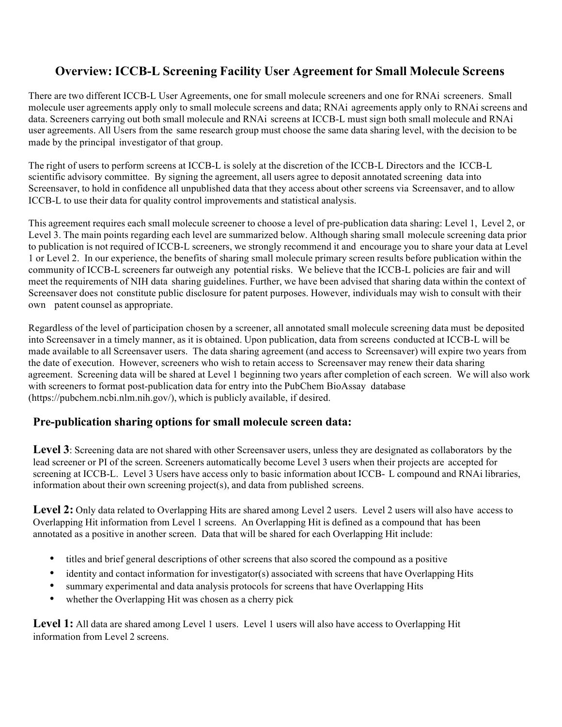# Overview: ICCB-L Screening Facility User Agreement for Small Molecule Screens

There are two different ICCB-L User Agreements, one for small molecule screeners and one for RNAi screeners. Small molecule user agreements apply only to small molecule screens and data; RNAi agreements apply only to RNAi screens and data. Screeners carrying out both small molecule and RNAi screens at ICCB-L must sign both small molecule and RNAi user agreements. All Users from the same research group must choose the same data sharing level, with the decision to be made by the principal investigator of that group.

The right of users to perform screens at ICCB-L is solely at the discretion of the ICCB-L Directors and the ICCB-L scientific advisory committee. By signing the agreement, all users agree to deposit annotated screening data into Screensaver, to hold in confidence all unpublished data that they access about other screens via Screensaver, and to allow ICCB-L to use their data for quality control improvements and statistical analysis.

This agreement requires each small molecule screener to choose a level of pre-publication data sharing: Level 1, Level 2, or Level 3. The main points regarding each level are summarized below. Although sharing small molecule screening data prior to publication is not required of ICCB-L screeners, we strongly recommend it and encourage you to share your data at Level 1 or Level 2. In our experience, the benefits of sharing small molecule primary screen results before publication within the community of ICCB-L screeners far outweigh any potential risks. We believe that the ICCB-L policies are fair and will meet the requirements of NIH data sharing guidelines. Further, we have been advised that sharing data within the context of Screensaver does not constitute public disclosure for patent purposes. However, individuals may wish to consult with their own patent counsel as appropriate.

Regardless of the level of participation chosen by a screener, all annotated small molecule screening data must be deposited into Screensaver in a timely manner, as it is obtained. Upon publication, data from screens conducted at ICCB-L will be made available to all Screensaver users. The data sharing agreement (and access to Screensaver) will expire two years from the date of execution. However, screeners who wish to retain access to Screensaver may renew their data sharing agreement. Screening data will be shared at Level 1 beginning two years after completion of each screen. We will also work with screeners to format post-publication data for entry into the PubChem BioAssay database (https://pubchem.ncbi.nlm.nih.gov/), which is publicly available, if desired.

## Pre-publication sharing options for small molecule screen data:

**Level 3**: Screening data are not shared with other Screensaver users, unless they are designated as collaborators by the lead screener or PI of the screen. Screeners automatically become Level 3 users when their projects are accepted for screening at ICCB-L. Level 3 Users have access only to basic information about ICCB- L compound and RNAi libraries, information about their own screening project(s), and data from published screens.

**Level 2:** Only data related to Overlapping Hits are shared among Level 2 users. Level 2 users will also have access to Overlapping Hit information from Level 1 screens. An Overlapping Hit is defined as a compound that has been annotated as a positive in another screen. Data that will be shared for each Overlapping Hit include:

- titles and brief general descriptions of other screens that also scored the compound as a positive
- identity and contact information for investigator(s) associated with screens that have Overlapping Hits
- summary experimental and data analysis protocols for screens that have Overlapping Hits
- whether the Overlapping Hit was chosen as a cherry pick

**Level 1:** All data are shared among Level 1 users. Level 1 users will also have access to Overlapping Hit information from Level 2 screens.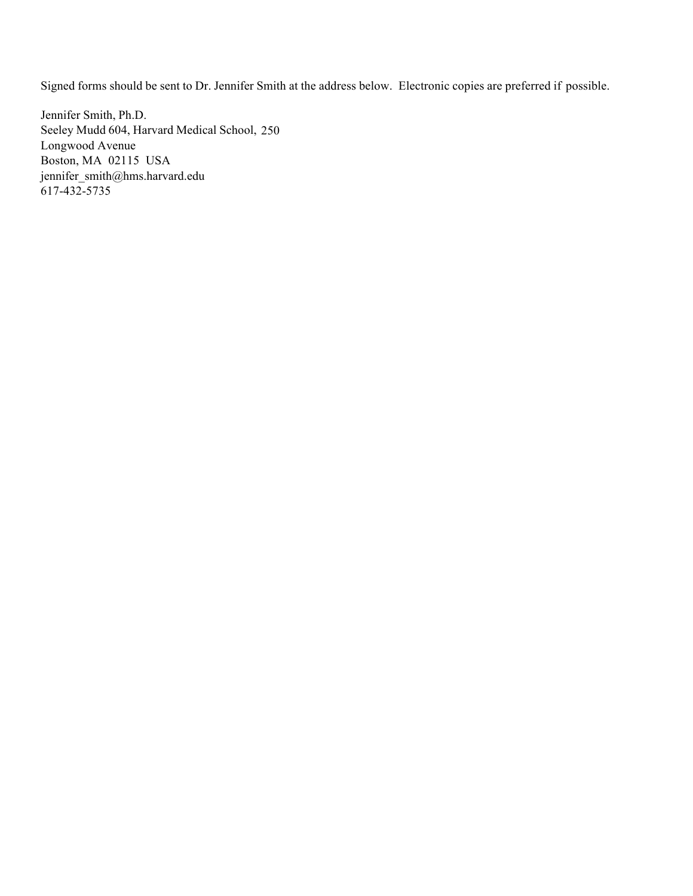Signed forms should be sent to Dr. Jennifer Smith at the address below. Electronic copies are preferred if possible.

Jennifer Smith, Ph.D.  
Seeley Mudd 604, Harvard Medical School, 250  
Longwood Avenue  
Boston, MA 02115 USA  
jennifer_smith@hms.harvard.edu  
617-432-5735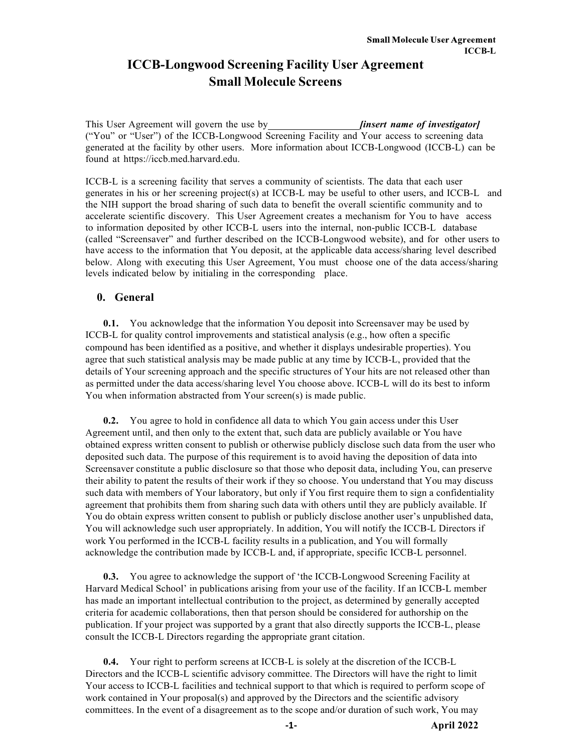# ICCB-Longwood Screening Facility User Agreement
# Small Molecule Screens

This User Agreement will govern the use by__________________ ***[insert name of investigator]*** ("You" or "User") of the ICCB-Longwood Screening Facility and Your access to screening data generated at the facility by other users. More information about ICCB-Longwood (ICCB-L) can be found at https://iccb.med.harvard.edu.

ICCB-L is a screening facility that serves a community of scientists. The data that each user generates in his or her screening project(s) at ICCB-L may be useful to other users, and ICCB-L and the NIH support the broad sharing of such data to benefit the overall scientific community and to accelerate scientific discovery. This User Agreement creates a mechanism for You to have access to information deposited by other ICCB-L users into the internal, non-public ICCB-L database (called "Screensaver" and further described on the ICCB-Longwood website), and for other users to have access to the information that You deposit, at the applicable data access/sharing level described below. Along with executing this User Agreement, You must choose one of the data access/sharing levels indicated below by initialing in the corresponding place.

## 0. General

**0.1.** You acknowledge that the information You deposit into Screensaver may be used by ICCB-L for quality control improvements and statistical analysis (e.g., how often a specific compound has been identified as a positive, and whether it displays undesirable properties). You agree that such statistical analysis may be made public at any time by ICCB-L, provided that the details of Your screening approach and the specific structures of Your hits are not released other than as permitted under the data access/sharing level You choose above. ICCB-L will do its best to inform You when information abstracted from Your screen(s) is made public.

**0.2.** You agree to hold in confidence all data to which You gain access under this User Agreement until, and then only to the extent that, such data are publicly available or You have obtained express written consent to publish or otherwise publicly disclose such data from the user who deposited such data. The purpose of this requirement is to avoid having the deposition of data into Screensaver constitute a public disclosure so that those who deposit data, including You, can preserve their ability to patent the results of their work if they so choose. You understand that You may discuss such data with members of Your laboratory, but only if You first require them to sign a confidentiality agreement that prohibits them from sharing such data with others until they are publicly available. If You do obtain express written consent to publish or publicly disclose another user's unpublished data, You will acknowledge such user appropriately. In addition, You will notify the ICCB-L Directors if work You performed in the ICCB-L facility results in a publication, and You will formally acknowledge the contribution made by ICCB-L and, if appropriate, specific ICCB-L personnel.

**0.3.** You agree to acknowledge the support of 'the ICCB-Longwood Screening Facility at Harvard Medical School' in publications arising from your use of the facility. If an ICCB-L member has made an important intellectual contribution to the project, as determined by generally accepted criteria for academic collaborations, then that person should be considered for authorship on the publication. If your project was supported by a grant that also directly supports the ICCB-L, please consult the ICCB-L Directors regarding the appropriate grant citation.

**0.4.** Your right to perform screens at ICCB-L is solely at the discretion of the ICCB-L Directors and the ICCB-L scientific advisory committee. The Directors will have the right to limit Your access to ICCB-L facilities and technical support to that which is required to perform scope of work contained in Your proposal(s) and approved by the Directors and the scientific advisory committees. In the event of a disagreement as to the scope and/or duration of such work, You may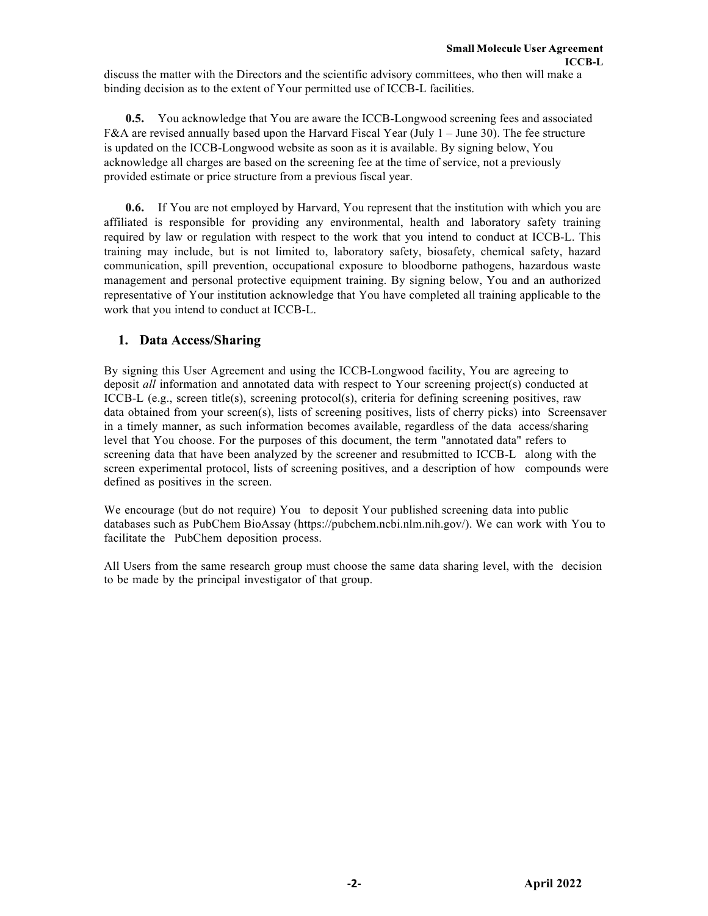discuss the matter with the Directors and the scientific advisory committees, who then will make a binding decision as to the extent of Your permitted use of ICCB-L facilities.

**0.5.** You acknowledge that You are aware the ICCB-Longwood screening fees and associated F&A are revised annually based upon the Harvard Fiscal Year (July 1 – June 30). The fee structure is updated on the ICCB-Longwood website as soon as it is available. By signing below, You acknowledge all charges are based on the screening fee at the time of service, not a previously provided estimate or price structure from a previous fiscal year.

**0.6.** If You are not employed by Harvard, You represent that the institution with which you are affiliated is responsible for providing any environmental, health and laboratory safety training required by law or regulation with respect to the work that you intend to conduct at ICCB-L. This training may include, but is not limited to, laboratory safety, biosafety, chemical safety, hazard communication, spill prevention, occupational exposure to bloodborne pathogens, hazardous waste management and personal protective equipment training. By signing below, You and an authorized representative of Your institution acknowledge that You have completed all training applicable to the work that you intend to conduct at ICCB-L.

## 1. Data Access/Sharing

By signing this User Agreement and using the ICCB-Longwood facility, You are agreeing to deposit *all* information and annotated data with respect to Your screening project(s) conducted at ICCB-L (e.g., screen title(s), screening protocol(s), criteria for defining screening positives, raw data obtained from your screen(s), lists of screening positives, lists of cherry picks) into Screensaver in a timely manner, as such information becomes available, regardless of the data access/sharing level that You choose. For the purposes of this document, the term "annotated data" refers to screening data that have been analyzed by the screener and resubmitted to ICCB-L along with the screen experimental protocol, lists of screening positives, and a description of how compounds were defined as positives in the screen.

We encourage (but do not require) You to deposit Your published screening data into public databases such as PubChem BioAssay (https://pubchem.ncbi.nlm.nih.gov/). We can work with You to facilitate the PubChem deposition process.

All Users from the same research group must choose the same data sharing level, with the decision to be made by the principal investigator of that group.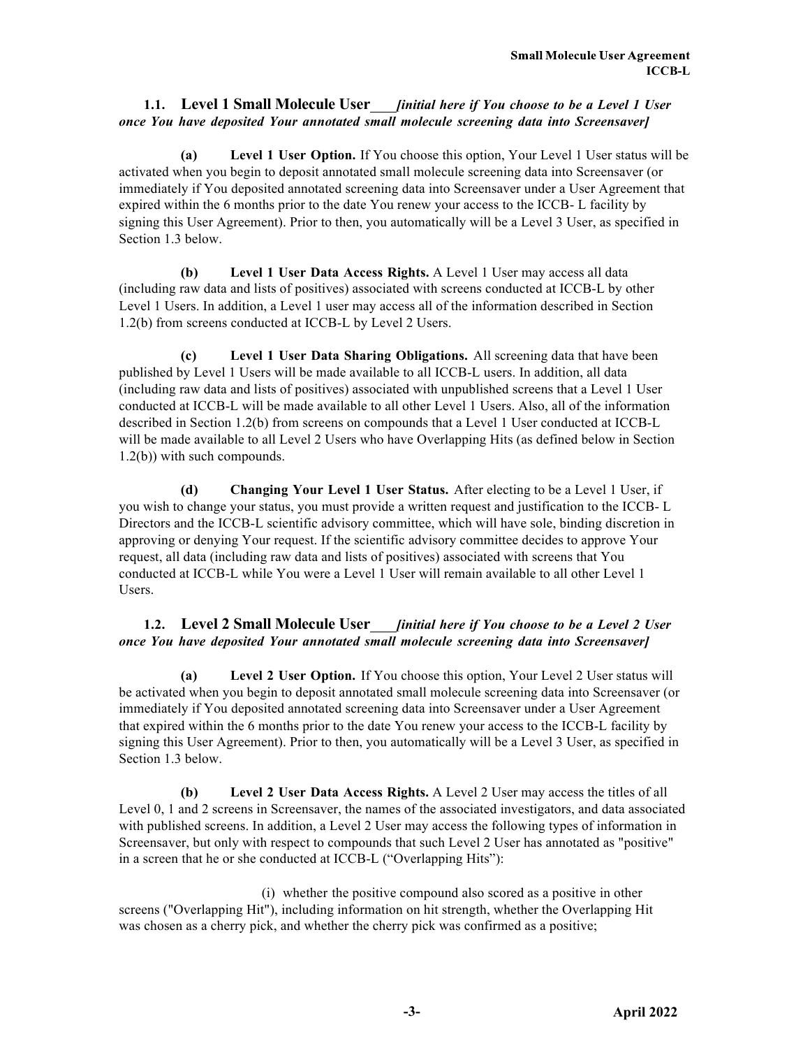### 1.1. Level 1 Small Molecule User\_\_\_\_ *[initial here if You choose to be a Level 1 User once You have deposited Your annotated small molecule screening data into Screensaver]*

**(a) Level 1 User Option.** If You choose this option, Your Level 1 User status will be activated when you begin to deposit annotated small molecule screening data into Screensaver (or immediately if You deposited annotated screening data into Screensaver under a User Agreement that expired within the 6 months prior to the date You renew your access to the ICCB- L facility by signing this User Agreement). Prior to then, you automatically will be a Level 3 User, as specified in Section 1.3 below.

**(b) Level 1 User Data Access Rights.** A Level 1 User may access all data (including raw data and lists of positives) associated with screens conducted at ICCB-L by other Level 1 Users. In addition, a Level 1 user may access all of the information described in Section 1.2(b) from screens conducted at ICCB-L by Level 2 Users.

**(c) Level 1 User Data Sharing Obligations.** All screening data that have been published by Level 1 Users will be made available to all ICCB-L users. In addition, all data (including raw data and lists of positives) associated with unpublished screens that a Level 1 User conducted at ICCB-L will be made available to all other Level 1 Users. Also, all of the information described in Section 1.2(b) from screens on compounds that a Level 1 User conducted at ICCB-L will be made available to all Level 2 Users who have Overlapping Hits (as defined below in Section 1.2(b)) with such compounds.

**(d) Changing Your Level 1 User Status.** After electing to be a Level 1 User, if you wish to change your status, you must provide a written request and justification to the ICCB- L Directors and the ICCB-L scientific advisory committee, which will have sole, binding discretion in approving or denying Your request. If the scientific advisory committee decides to approve Your request, all data (including raw data and lists of positives) associated with screens that You conducted at ICCB-L while You were a Level 1 User will remain available to all other Level 1 Users.

### 1.2. Level 2 Small Molecule User\_\_\_\_ *[initial here if You choose to be a Level 2 User once You have deposited Your annotated small molecule screening data into Screensaver]*

**(a) Level 2 User Option.** If You choose this option, Your Level 2 User status will be activated when you begin to deposit annotated small molecule screening data into Screensaver (or immediately if You deposited annotated screening data into Screensaver under a User Agreement that expired within the 6 months prior to the date You renew your access to the ICCB-L facility by signing this User Agreement). Prior to then, you automatically will be a Level 3 User, as specified in Section 1.3 below.

**(b) Level 2 User Data Access Rights.** A Level 2 User may access the titles of all Level 0, 1 and 2 screens in Screensaver, the names of the associated investigators, and data associated with published screens. In addition, a Level 2 User may access the following types of information in Screensaver, but only with respect to compounds that such Level 2 User has annotated as "positive" in a screen that he or she conducted at ICCB-L ("Overlapping Hits"):

(i) whether the positive compound also scored as a positive in other screens ("Overlapping Hit"), including information on hit strength, whether the Overlapping Hit was chosen as a cherry pick, and whether the cherry pick was confirmed as a positive;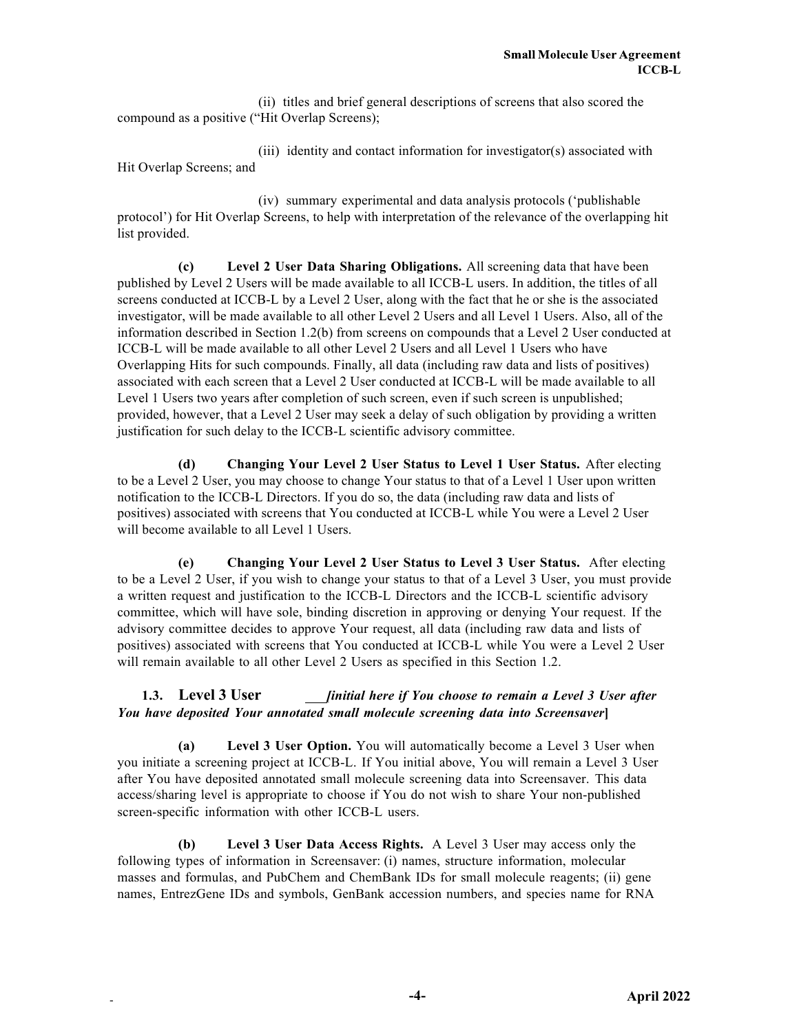(ii) titles and brief general descriptions of screens that also scored the compound as a positive ("Hit Overlap Screens);

(iii) identity and contact information for investigator(s) associated with Hit Overlap Screens; and

(iv) summary experimental and data analysis protocols ('publishable protocol') for Hit Overlap Screens, to help with interpretation of the relevance of the overlapping hit list provided.

**(c) Level 2 User Data Sharing Obligations.** All screening data that have been published by Level 2 Users will be made available to all ICCB-L users. In addition, the titles of all screens conducted at ICCB-L by a Level 2 User, along with the fact that he or she is the associated investigator, will be made available to all other Level 2 Users and all Level 1 Users. Also, all of the information described in Section 1.2(b) from screens on compounds that a Level 2 User conducted at ICCB-L will be made available to all other Level 2 Users and all Level 1 Users who have Overlapping Hits for such compounds. Finally, all data (including raw data and lists of positives) associated with each screen that a Level 2 User conducted at ICCB-L will be made available to all Level 1 Users two years after completion of such screen, even if such screen is unpublished; provided, however, that a Level 2 User may seek a delay of such obligation by providing a written justification for such delay to the ICCB-L scientific advisory committee.

**(d) Changing Your Level 2 User Status to Level 1 User Status.** After electing to be a Level 2 User, you may choose to change Your status to that of a Level 1 User upon written notification to the ICCB-L Directors. If you do so, the data (including raw data and lists of positives) associated with screens that You conducted at ICCB-L while You were a Level 2 User will become available to all Level 1 Users.

**(e) Changing Your Level 2 User Status to Level 3 User Status.** After electing to be a Level 2 User, if you wish to change your status to that of a Level 3 User, you must provide a written request and justification to the ICCB-L Directors and the ICCB-L scientific advisory committee, which will have sole, binding discretion in approving or denying Your request. If the advisory committee decides to approve Your request, all data (including raw data and lists of positives) associated with screens that You conducted at ICCB-L while You were a Level 2 User will remain available to all other Level 2 Users as specified in this Section 1.2.

### 1.3. Level 3 User ___ *[initial here if You choose to remain a Level 3 User after You have deposited Your annotated small molecule screening data into Screensaver]*

**(a) Level 3 User Option.** You will automatically become a Level 3 User when you initiate a screening project at ICCB-L. If You initial above, You will remain a Level 3 User after You have deposited annotated small molecule screening data into Screensaver. This data access/sharing level is appropriate to choose if You do not wish to share Your non-published screen-specific information with other ICCB-L users.

**(b) Level 3 User Data Access Rights.** A Level 3 User may access only the following types of information in Screensaver: (i) names, structure information, molecular masses and formulas, and PubChem and ChemBank IDs for small molecule reagents; (ii) gene names, EntrezGene IDs and symbols, GenBank accession numbers, and species name for RNA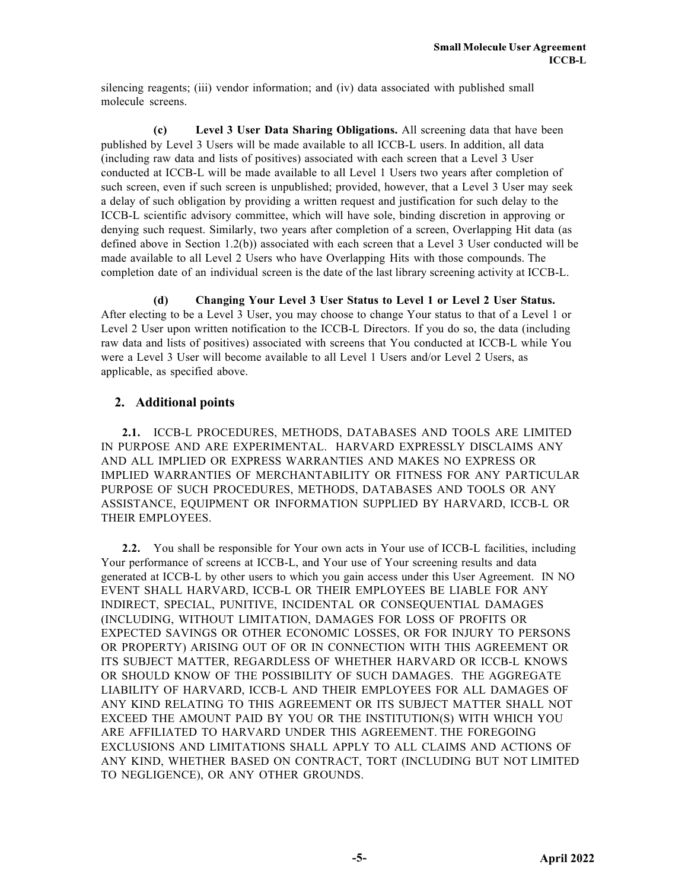silencing reagents; (iii) vendor information; and (iv) data associated with published small molecule screens.

**(c) Level 3 User Data Sharing Obligations.** All screening data that have been published by Level 3 Users will be made available to all ICCB-L users. In addition, all data (including raw data and lists of positives) associated with each screen that a Level 3 User conducted at ICCB-L will be made available to all Level 1 Users two years after completion of such screen, even if such screen is unpublished; provided, however, that a Level 3 User may seek a delay of such obligation by providing a written request and justification for such delay to the ICCB-L scientific advisory committee, which will have sole, binding discretion in approving or denying such request. Similarly, two years after completion of a screen, Overlapping Hit data (as defined above in Section 1.2(b)) associated with each screen that a Level 3 User conducted will be made available to all Level 2 Users who have Overlapping Hits with those compounds. The completion date of an individual screen is the date of the last library screening activity at ICCB-L.

**(d) Changing Your Level 3 User Status to Level 1 or Level 2 User Status.** After electing to be a Level 3 User, you may choose to change Your status to that of a Level 1 or Level 2 User upon written notification to the ICCB-L Directors. If you do so, the data (including raw data and lists of positives) associated with screens that You conducted at ICCB-L while You were a Level 3 User will become available to all Level 1 Users and/or Level 2 Users, as applicable, as specified above.

## 2. Additional points

**2.1.** ICCB-L PROCEDURES, METHODS, DATABASES AND TOOLS ARE LIMITED IN PURPOSE AND ARE EXPERIMENTAL. HARVARD EXPRESSLY DISCLAIMS ANY AND ALL IMPLIED OR EXPRESS WARRANTIES AND MAKES NO EXPRESS OR IMPLIED WARRANTIES OF MERCHANTABILITY OR FITNESS FOR ANY PARTICULAR PURPOSE OF SUCH PROCEDURES, METHODS, DATABASES AND TOOLS OR ANY ASSISTANCE, EQUIPMENT OR INFORMATION SUPPLIED BY HARVARD, ICCB-L OR THEIR EMPLOYEES.

**2.2.** You shall be responsible for Your own acts in Your use of ICCB-L facilities, including Your performance of screens at ICCB-L, and Your use of Your screening results and data generated at ICCB-L by other users to which you gain access under this User Agreement. IN NO EVENT SHALL HARVARD, ICCB-L OR THEIR EMPLOYEES BE LIABLE FOR ANY INDIRECT, SPECIAL, PUNITIVE, INCIDENTAL OR CONSEQUENTIAL DAMAGES (INCLUDING, WITHOUT LIMITATION, DAMAGES FOR LOSS OF PROFITS OR EXPECTED SAVINGS OR OTHER ECONOMIC LOSSES, OR FOR INJURY TO PERSONS OR PROPERTY) ARISING OUT OF OR IN CONNECTION WITH THIS AGREEMENT OR ITS SUBJECT MATTER, REGARDLESS OF WHETHER HARVARD OR ICCB-L KNOWS OR SHOULD KNOW OF THE POSSIBILITY OF SUCH DAMAGES. THE AGGREGATE LIABILITY OF HARVARD, ICCB-L AND THEIR EMPLOYEES FOR ALL DAMAGES OF ANY KIND RELATING TO THIS AGREEMENT OR ITS SUBJECT MATTER SHALL NOT EXCEED THE AMOUNT PAID BY YOU OR THE INSTITUTION(S) WITH WHICH YOU ARE AFFILIATED TO HARVARD UNDER THIS AGREEMENT. THE FOREGOING EXCLUSIONS AND LIMITATIONS SHALL APPLY TO ALL CLAIMS AND ACTIONS OF ANY KIND, WHETHER BASED ON CONTRACT, TORT (INCLUDING BUT NOT LIMITED TO NEGLIGENCE), OR ANY OTHER GROUNDS.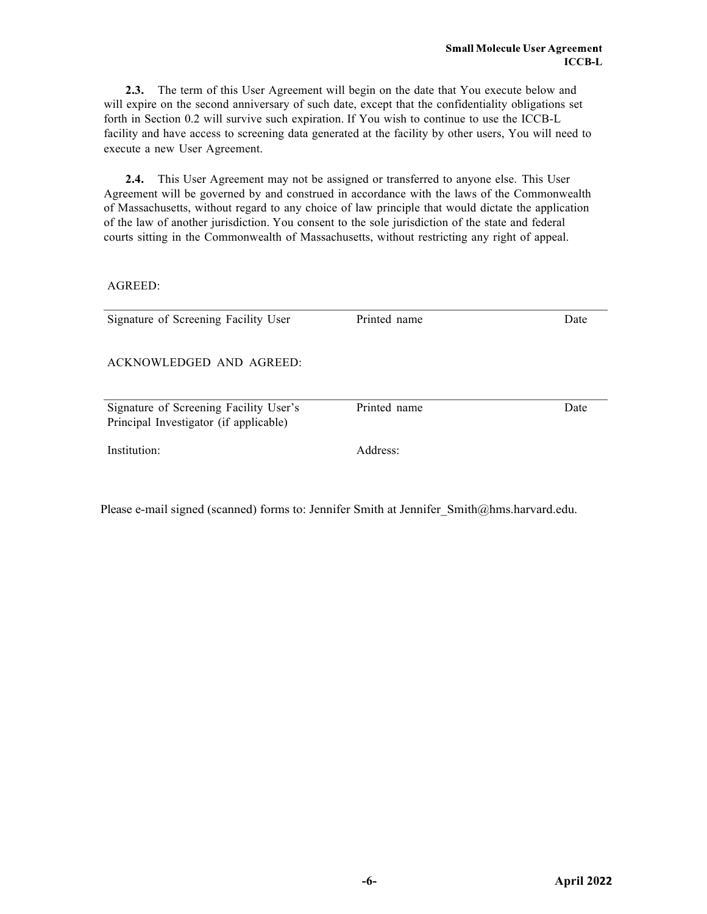**2.3.** The term of this User Agreement will begin on the date that You execute below and will expire on the second anniversary of such date, except that the confidentiality obligations set forth in Section 0.2 will survive such expiration. If You wish to continue to use the ICCB-L facility and have access to screening data generated at the facility by other users, You will need to execute a new User Agreement.

**2.4.** This User Agreement may not be assigned or transferred to anyone else. This User Agreement will be governed by and construed in accordance with the laws of the Commonwealth of Massachusetts, without regard to any choice of law principle that would dictate the application of the law of another jurisdiction. You consent to the sole jurisdiction of the state and federal courts sitting in the Commonwealth of Massachusetts, without restricting any right of appeal.

AGREED:

| | | |
|---|---|---|
| Signature of Screening Facility User | Printed name | Date |

ACKNOWLEDGED AND AGREED:

| | | |
|---|---|---|
| Signature of Screening Facility User's Principal Investigator (if applicable) | Printed name | Date |
| Institution: | Address: | |

Please e-mail signed (scanned) forms to: Jennifer Smith at Jennifer_Smith@hms.harvard.edu.